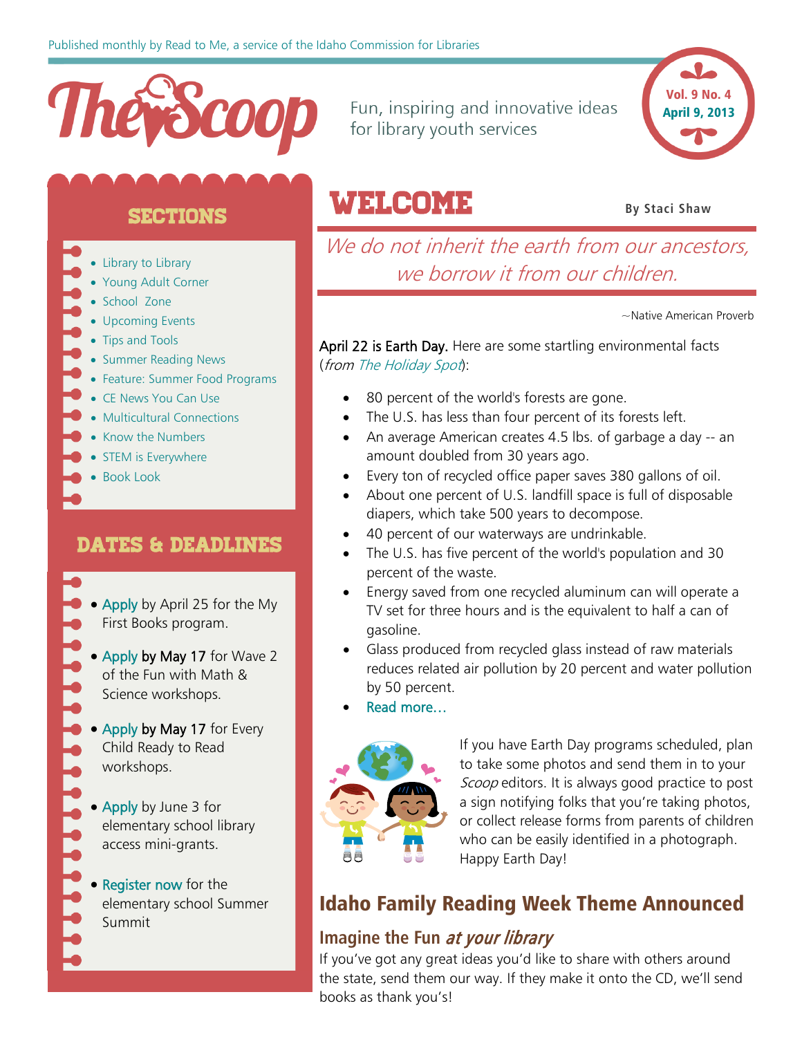Published monthly by Read to Me, a service of the Idaho Commission for Libraries

# The Scoop

Fun, inspiring and innovative ideas for library youth services

Vol. 9 No. 4
April 9, 2013

## SECTIONS

- Library to Library
- Young Adult Corner
- School Zone
- Upcoming Events
- Tips and Tools
- Summer Reading News
- Feature: Summer Food Programs
- CE News You Can Use
- Multicultural Connections
- Know the Numbers
- STEM is Everywhere
- Book Look

## DATES & DEADLINES

- Apply by April 25 for the My First Books program.
- Apply by May 17 for Wave 2 of the Fun with Math & Science workshops.
- Apply by May 17 for Every Child Ready to Read workshops.
- Apply by June 3 for elementary school library access mini-grants.
- Register now for the elementary school Summer Summit

## WELCOME

**By Staci Shaw**

*We do not inherit the earth from our ancestors, we borrow it from our children.*

~Native American Proverb

April 22 is Earth Day. Here are some startling environmental facts (*from The Holiday Spot*):

- 80 percent of the world's forests are gone.
- The U.S. has less than four percent of its forests left.
- An average American creates 4.5 lbs. of garbage a day -- an amount doubled from 30 years ago.
- Every ton of recycled office paper saves 380 gallons of oil.
- About one percent of U.S. landfill space is full of disposable diapers, which take 500 years to decompose.
- 40 percent of our waterways are undrinkable.
- The U.S. has five percent of the world's population and 30 percent of the waste.
- Energy saved from one recycled aluminum can will operate a TV set for three hours and is the equivalent to half a can of gasoline.
- Glass produced from recycled glass instead of raw materials reduces related air pollution by 20 percent and water pollution by 50 percent.
- Read more…

If you have Earth Day programs scheduled, plan to take some photos and send them in to your *Scoop* editors. It is always good practice to post a sign notifying folks that you're taking photos, or collect release forms from parents of children who can be easily identified in a photograph. Happy Earth Day!

## Idaho Family Reading Week Theme Announced

### Imagine the Fun *at your library*

If you've got any great ideas you'd like to share with others around the state, send them our way. If they make it onto the CD, we'll send books as thank you's!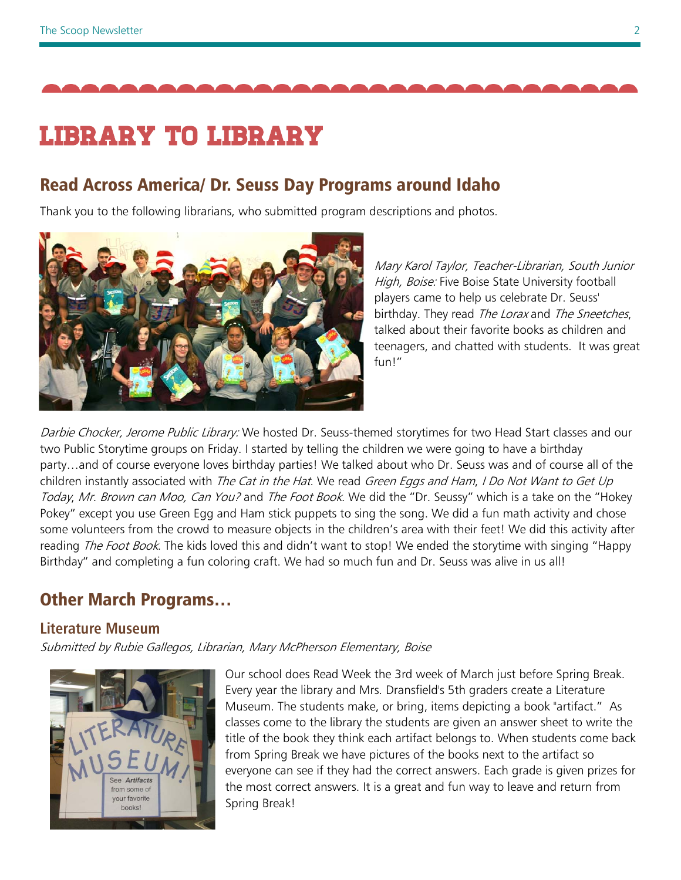# LIBRARY TO LIBRARY

## Read Across America/ Dr. Seuss Day Programs around Idaho

Thank you to the following librarians, who submitted program descriptions and photos.

*Mary Karol Taylor, Teacher-Librarian, South Junior High, Boise:* Five Boise State University football players came to help us celebrate Dr. Seuss' birthday. They read *The Lorax* and *The Sneetches*, talked about their favorite books as children and teenagers, and chatted with students. It was great fun!"

*Darbie Chocker, Jerome Public Library:* We hosted Dr. Seuss-themed storytimes for two Head Start classes and our two Public Storytime groups on Friday. I started by telling the children we were going to have a birthday party…and of course everyone loves birthday parties! We talked about who Dr. Seuss was and of course all of the children instantly associated with *The Cat in the Hat*. We read *Green Eggs and Ham*, *I Do Not Want to Get Up Today*, *Mr. Brown can Moo, Can You?* and *The Foot Book*. We did the "Dr. Seussy" which is a take on the "Hokey Pokey" except you use Green Egg and Ham stick puppets to sing the song. We did a fun math activity and chose some volunteers from the crowd to measure objects in the children's area with their feet! We did this activity after reading *The Foot Book*. The kids loved this and didn't want to stop! We ended the storytime with singing "Happy Birthday" and completing a fun coloring craft. We had so much fun and Dr. Seuss was alive in us all!

## Other March Programs…

### Literature Museum

*Submitted by Rubie Gallegos, Librarian, Mary McPherson Elementary, Boise*

Our school does Read Week the 3rd week of March just before Spring Break. Every year the library and Mrs. Dransfield's 5th graders create a Literature Museum. The students make, or bring, items depicting a book "artifact." As classes come to the library the students are given an answer sheet to write the title of the book they think each artifact belongs to. When students come back from Spring Break we have pictures of the books next to the artifact so everyone can see if they had the correct answers. Each grade is given prizes for the most correct answers. It is a great and fun way to leave and return from Spring Break!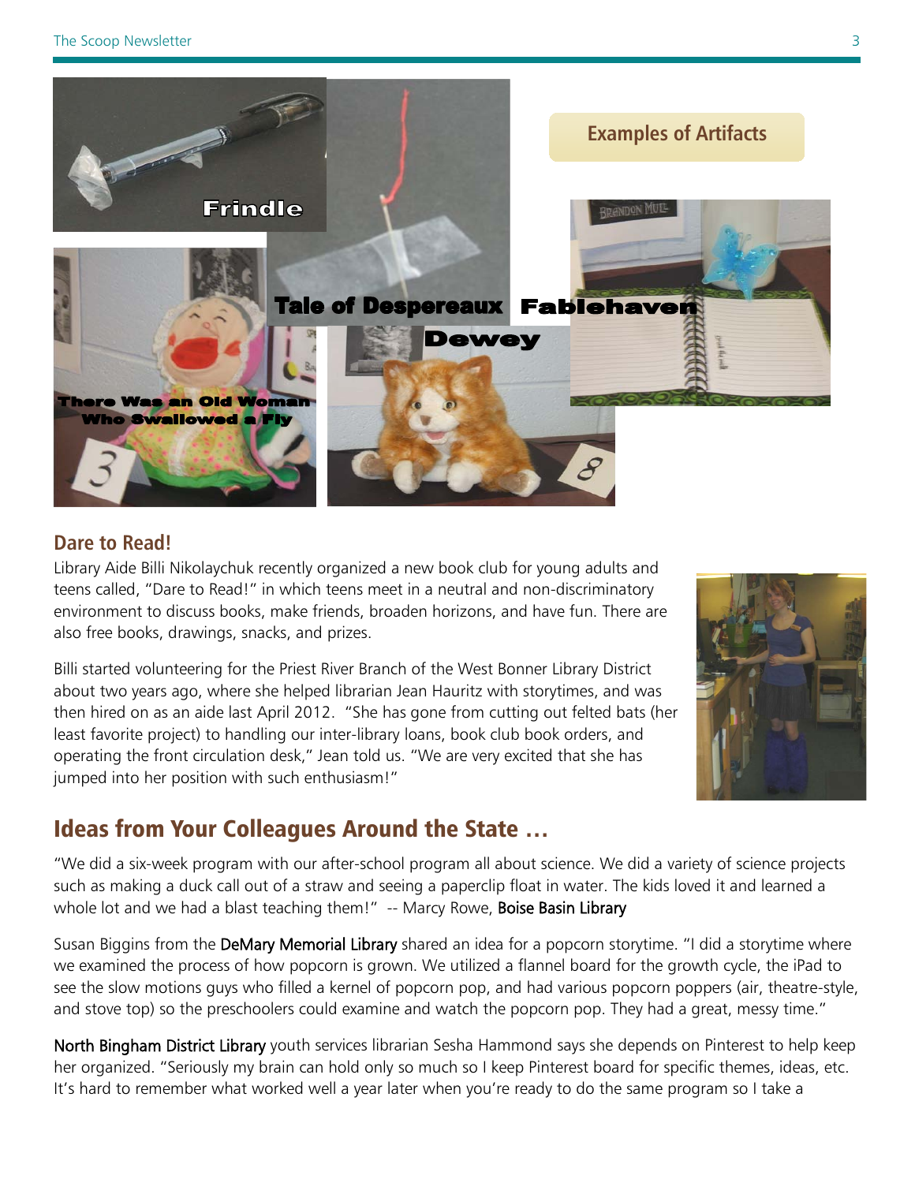## Examples of Artifacts

Frindle

Tale of Despereaux

Fablehaven

Dewey

There Was an Old Woman Who Swallowed a Fly

## Dare to Read!

Library Aide Billi Nikolaychuk recently organized a new book club for young adults and teens called, "Dare to Read!" in which teens meet in a neutral and non-discriminatory environment to discuss books, make friends, broaden horizons, and have fun. There are also free books, drawings, snacks, and prizes.

Billi started volunteering for the Priest River Branch of the West Bonner Library District about two years ago, where she helped librarian Jean Hauritz with storytimes, and was then hired on as an aide last April 2012. "She has gone from cutting out felted bats (her least favorite project) to handling our inter-library loans, book club book orders, and operating the front circulation desk," Jean told us. "We are very excited that she has jumped into her position with such enthusiasm!"

## Ideas from Your Colleagues Around the State …

"We did a six-week program with our after-school program all about science. We did a variety of science projects such as making a duck call out of a straw and seeing a paperclip float in water. The kids loved it and learned a whole lot and we had a blast teaching them!" -- Marcy Rowe, Boise Basin Library

Susan Biggins from the DeMary Memorial Library shared an idea for a popcorn storytime. "I did a storytime where we examined the process of how popcorn is grown. We utilized a flannel board for the growth cycle, the iPad to see the slow motions guys who filled a kernel of popcorn pop, and had various popcorn poppers (air, theatre-style, and stove top) so the preschoolers could examine and watch the popcorn pop. They had a great, messy time."

North Bingham District Library youth services librarian Sesha Hammond says she depends on Pinterest to help keep her organized. "Seriously my brain can hold only so much so I keep Pinterest board for specific themes, ideas, etc. It's hard to remember what worked well a year later when you're ready to do the same program so I take a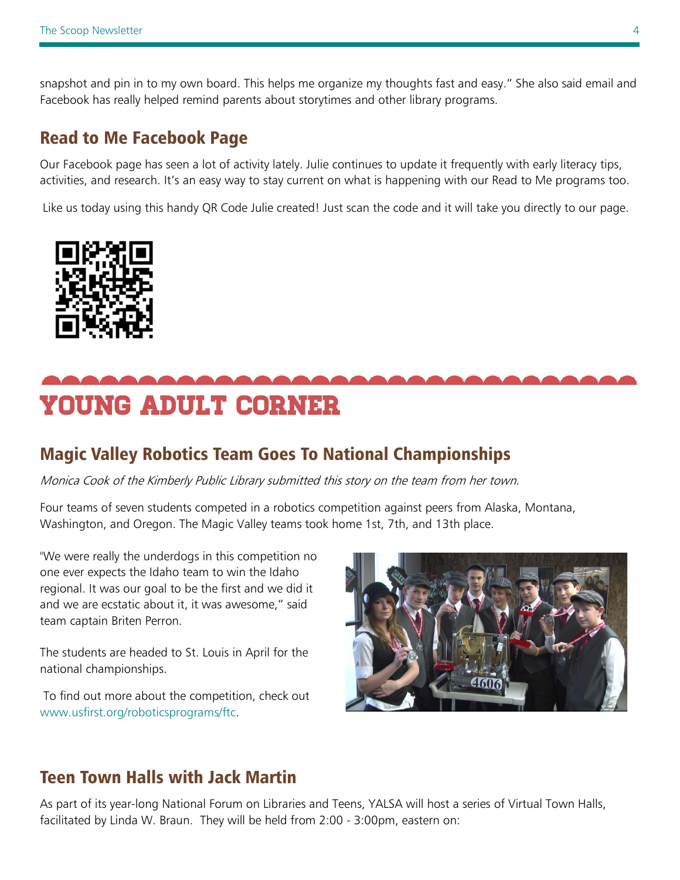snapshot and pin in to my own board. This helps me organize my thoughts fast and easy." She also said email and Facebook has really helped remind parents about storytimes and other library programs.

## Read to Me Facebook Page

Our Facebook page has seen a lot of activity lately. Julie continues to update it frequently with early literacy tips, activities, and research. It's an easy way to stay current on what is happening with our Read to Me programs too.

Like us today using this handy QR Code Julie created! Just scan the code and it will take you directly to our page.

# YOUNG ADULT CORNER

## Magic Valley Robotics Team Goes To National Championships

*Monica Cook of the Kimberly Public Library submitted this story on the team from her town.*

Four teams of seven students competed in a robotics competition against peers from Alaska, Montana, Washington, and Oregon. The Magic Valley teams took home 1st, 7th, and 13th place.

"We were really the underdogs in this competition no one ever expects the Idaho team to win the Idaho regional. It was our goal to be the first and we did it and we are ecstatic about it, it was awesome," said team captain Briten Perron.

The students are headed to St. Louis in April for the national championships.

To find out more about the competition, check out www.usfirst.org/roboticsprograms/ftc.

## Teen Town Halls with Jack Martin

As part of its year-long National Forum on Libraries and Teens, YALSA will host a series of Virtual Town Halls, facilitated by Linda W. Braun. They will be held from 2:00 - 3:00pm, eastern on: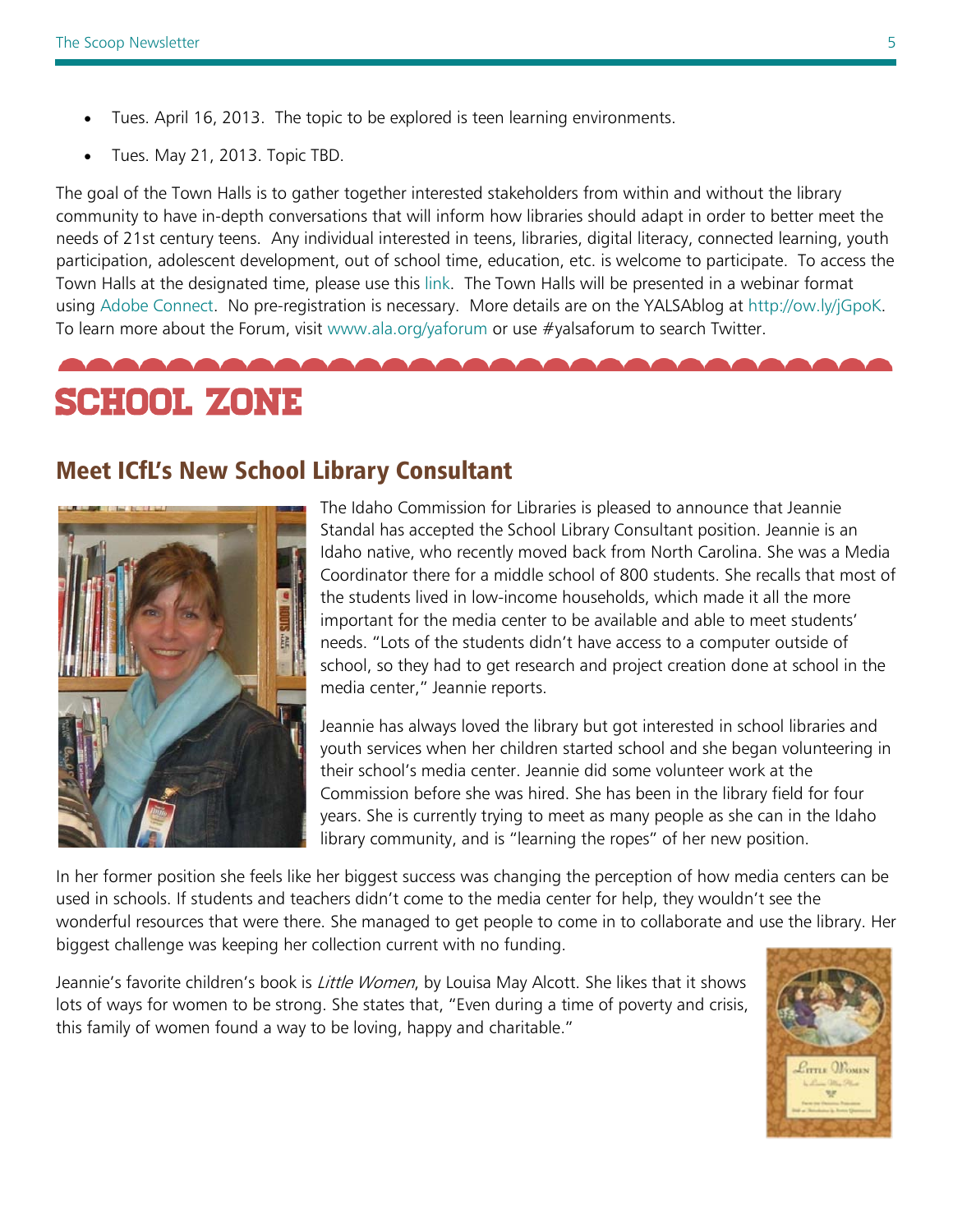- Tues. April 16, 2013. The topic to be explored is teen learning environments.
- Tues. May 21, 2013. Topic TBD.

The goal of the Town Halls is to gather together interested stakeholders from within and without the library community to have in-depth conversations that will inform how libraries should adapt in order to better meet the needs of 21st century teens. Any individual interested in teens, libraries, digital literacy, connected learning, youth participation, adolescent development, out of school time, education, etc. is welcome to participate. To access the Town Halls at the designated time, please use this link. The Town Halls will be presented in a webinar format using Adobe Connect. No pre-registration is necessary. More details are on the YALSAblog at http://ow.ly/jGpoK. To learn more about the Forum, visit www.ala.org/yaforum or use #yalsaforum to search Twitter.

# SCHOOL ZONE

## Meet ICfL's New School Library Consultant

The Idaho Commission for Libraries is pleased to announce that Jeannie Standal has accepted the School Library Consultant position. Jeannie is an Idaho native, who recently moved back from North Carolina. She was a Media Coordinator there for a middle school of 800 students. She recalls that most of the students lived in low-income households, which made it all the more important for the media center to be available and able to meet students' needs. "Lots of the students didn't have access to a computer outside of school, so they had to get research and project creation done at school in the media center," Jeannie reports.

Jeannie has always loved the library but got interested in school libraries and youth services when her children started school and she began volunteering in their school's media center. Jeannie did some volunteer work at the Commission before she was hired. She has been in the library field for four years. She is currently trying to meet as many people as she can in the Idaho library community, and is "learning the ropes" of her new position.

In her former position she feels like her biggest success was changing the perception of how media centers can be used in schools. If students and teachers didn't come to the media center for help, they wouldn't see the wonderful resources that were there. She managed to get people to come in to collaborate and use the library. Her biggest challenge was keeping her collection current with no funding.

Jeannie's favorite children's book is *Little Women*, by Louisa May Alcott. She likes that it shows lots of ways for women to be strong. She states that, "Even during a time of poverty and crisis, this family of women found a way to be loving, happy and charitable."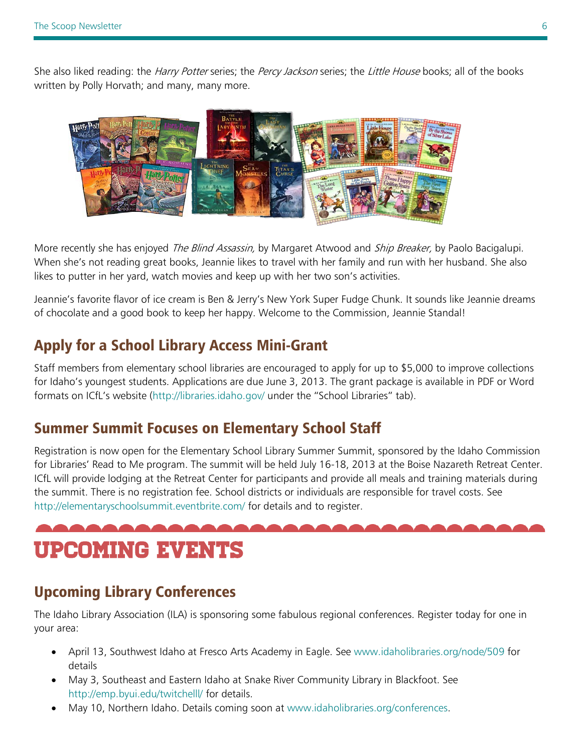She also liked reading: the *Harry Potter* series; the *Percy Jackson* series; the *Little House* books; all of the books written by Polly Horvath; and many, many more.

More recently she has enjoyed *The Blind Assassin,* by Margaret Atwood and *Ship Breaker,* by Paolo Bacigalupi. When she's not reading great books, Jeannie likes to travel with her family and run with her husband. She also likes to putter in her yard, watch movies and keep up with her two son's activities.

Jeannie's favorite flavor of ice cream is Ben & Jerry's New York Super Fudge Chunk. It sounds like Jeannie dreams of chocolate and a good book to keep her happy. Welcome to the Commission, Jeannie Standal!

## Apply for a School Library Access Mini-Grant

Staff members from elementary school libraries are encouraged to apply for up to $5,000 to improve collections for Idaho's youngest students. Applications are due June 3, 2013. The grant package is available in PDF or Word formats on ICfL's website (http://libraries.idaho.gov/ under the "School Libraries" tab).

## Summer Summit Focuses on Elementary School Staff

Registration is now open for the Elementary School Library Summer Summit, sponsored by the Idaho Commission for Libraries' Read to Me program. The summit will be held July 16-18, 2013 at the Boise Nazareth Retreat Center. ICfL will provide lodging at the Retreat Center for participants and provide all meals and training materials during the summit. There is no registration fee. School districts or individuals are responsible for travel costs. See http://elementaryschoolsummit.eventbrite.com/ for details and to register.

# UPCOMING EVENTS

## Upcoming Library Conferences

The Idaho Library Association (ILA) is sponsoring some fabulous regional conferences. Register today for one in your area:

- April 13, Southwest Idaho at Fresco Arts Academy in Eagle. See www.idaholibraries.org/node/509 for details
- May 3, Southeast and Eastern Idaho at Snake River Community Library in Blackfoot. See http://emp.byui.edu/twitchelll/ for details.
- May 10, Northern Idaho. Details coming soon at www.idaholibraries.org/conferences.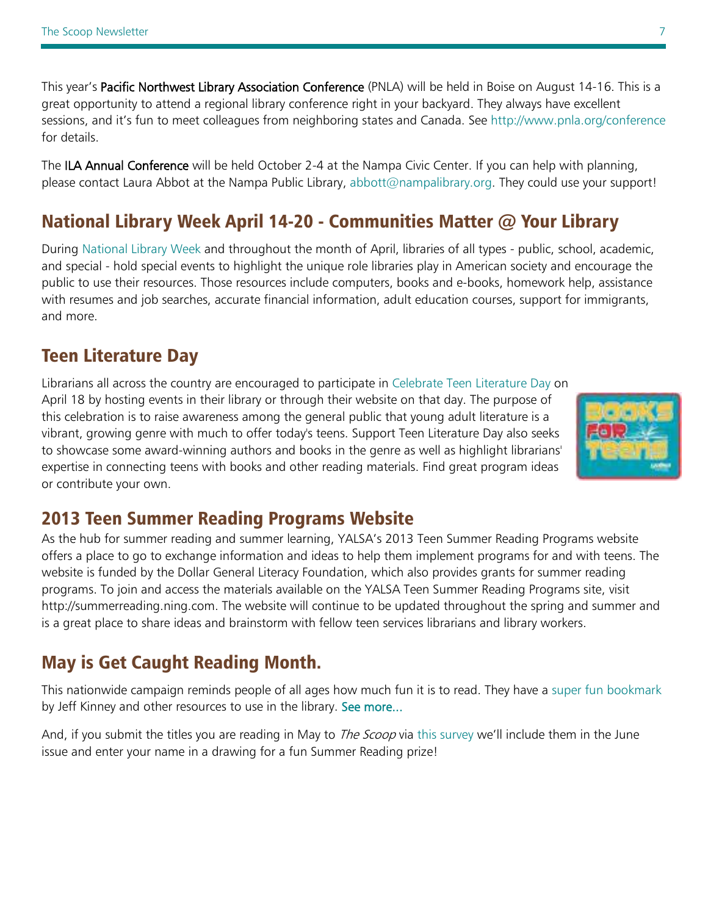This year's **Pacific Northwest Library Association Conference** (PNLA) will be held in Boise on August 14-16. This is a great opportunity to attend a regional library conference right in your backyard. They always have excellent sessions, and it's fun to meet colleagues from neighboring states and Canada. See http://www.pnla.org/conference for details.

The **ILA Annual Conference** will be held October 2-4 at the Nampa Civic Center. If you can help with planning, please contact Laura Abbot at the Nampa Public Library, abbott@nampalibrary.org. They could use your support!

## National Library Week April 14-20 - Communities Matter @ Your Library

During National Library Week and throughout the month of April, libraries of all types - public, school, academic, and special - hold special events to highlight the unique role libraries play in American society and encourage the public to use their resources. Those resources include computers, books and e-books, homework help, assistance with resumes and job searches, accurate financial information, adult education courses, support for immigrants, and more.

## Teen Literature Day

Librarians all across the country are encouraged to participate in Celebrate Teen Literature Day on April 18 by hosting events in their library or through their website on that day. The purpose of this celebration is to raise awareness among the general public that young adult literature is a vibrant, growing genre with much to offer today's teens. Support Teen Literature Day also seeks to showcase some award-winning authors and books in the genre as well as highlight librarians' expertise in connecting teens with books and other reading materials. Find great program ideas or contribute your own.

## 2013 Teen Summer Reading Programs Website

As the hub for summer reading and summer learning, YALSA's 2013 Teen Summer Reading Programs website offers a place to go to exchange information and ideas to help them implement programs for and with teens. The website is funded by the Dollar General Literacy Foundation, which also provides grants for summer reading programs. To join and access the materials available on the YALSA Teen Summer Reading Programs site, visit http://summerreading.ning.com. The website will continue to be updated throughout the spring and summer and is a great place to share ideas and brainstorm with fellow teen services librarians and library workers.

## May is Get Caught Reading Month.

This nationwide campaign reminds people of all ages how much fun it is to read. They have a super fun bookmark by Jeff Kinney and other resources to use in the library. See more...

And, if you submit the titles you are reading in May to *The Scoop* via this survey we'll include them in the June issue and enter your name in a drawing for a fun Summer Reading prize!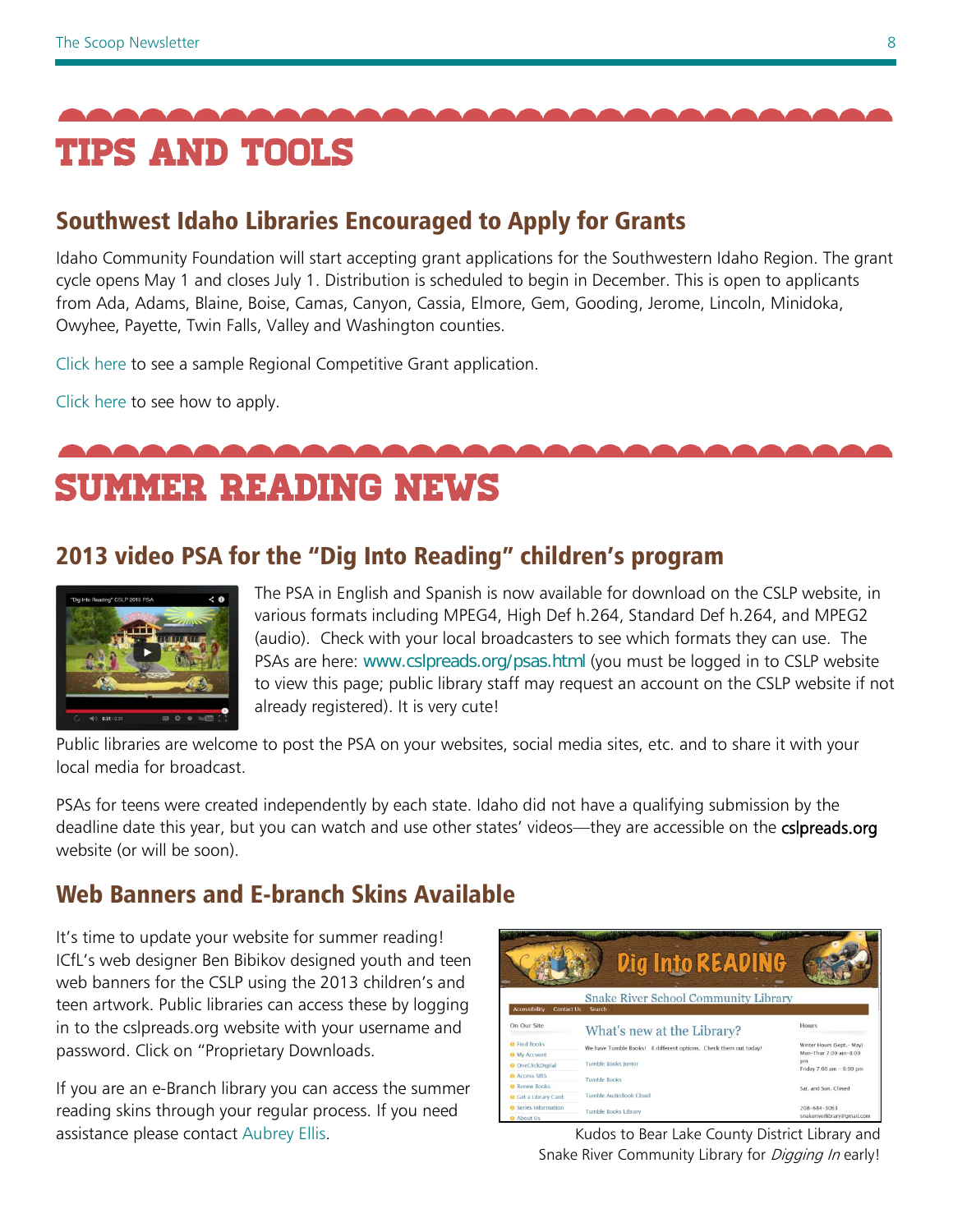# TIPS AND TOOLS

## Southwest Idaho Libraries Encouraged to Apply for Grants

Idaho Community Foundation will start accepting grant applications for the Southwestern Idaho Region. The grant cycle opens May 1 and closes July 1. Distribution is scheduled to begin in December. This is open to applicants from Ada, Adams, Blaine, Boise, Camas, Canyon, Cassia, Elmore, Gem, Gooding, Jerome, Lincoln, Minidoka, Owyhee, Payette, Twin Falls, Valley and Washington counties.

Click here to see a sample Regional Competitive Grant application.

Click here to see how to apply.

# SUMMER READING NEWS

## 2013 video PSA for the "Dig Into Reading" children's program

The PSA in English and Spanish is now available for download on the CSLP website, in various formats including MPEG4, High Def h.264, Standard Def h.264, and MPEG2 (audio). Check with your local broadcasters to see which formats they can use. The PSAs are here: www.cslpreads.org/psas.html (you must be logged in to CSLP website to view this page; public library staff may request an account on the CSLP website if not already registered). It is very cute!

Public libraries are welcome to post the PSA on your websites, social media sites, etc. and to share it with your local media for broadcast.

PSAs for teens were created independently by each state. Idaho did not have a qualifying submission by the deadline date this year, but you can watch and use other states' videos—they are accessible on the cslpreads.org website (or will be soon).

## Web Banners and E-branch Skins Available

It's time to update your website for summer reading! ICfL's web designer Ben Bibikov designed youth and teen web banners for the CSLP using the 2013 children's and teen artwork. Public libraries can access these by logging in to the cslpreads.org website with your username and password. Click on "Proprietary Downloads.

If you are an e-Branch library you can access the summer reading skins through your regular process. If you need assistance please contact Aubrey Ellis.

Kudos to Bear Lake County District Library and Snake River Community Library for *Digging In* early!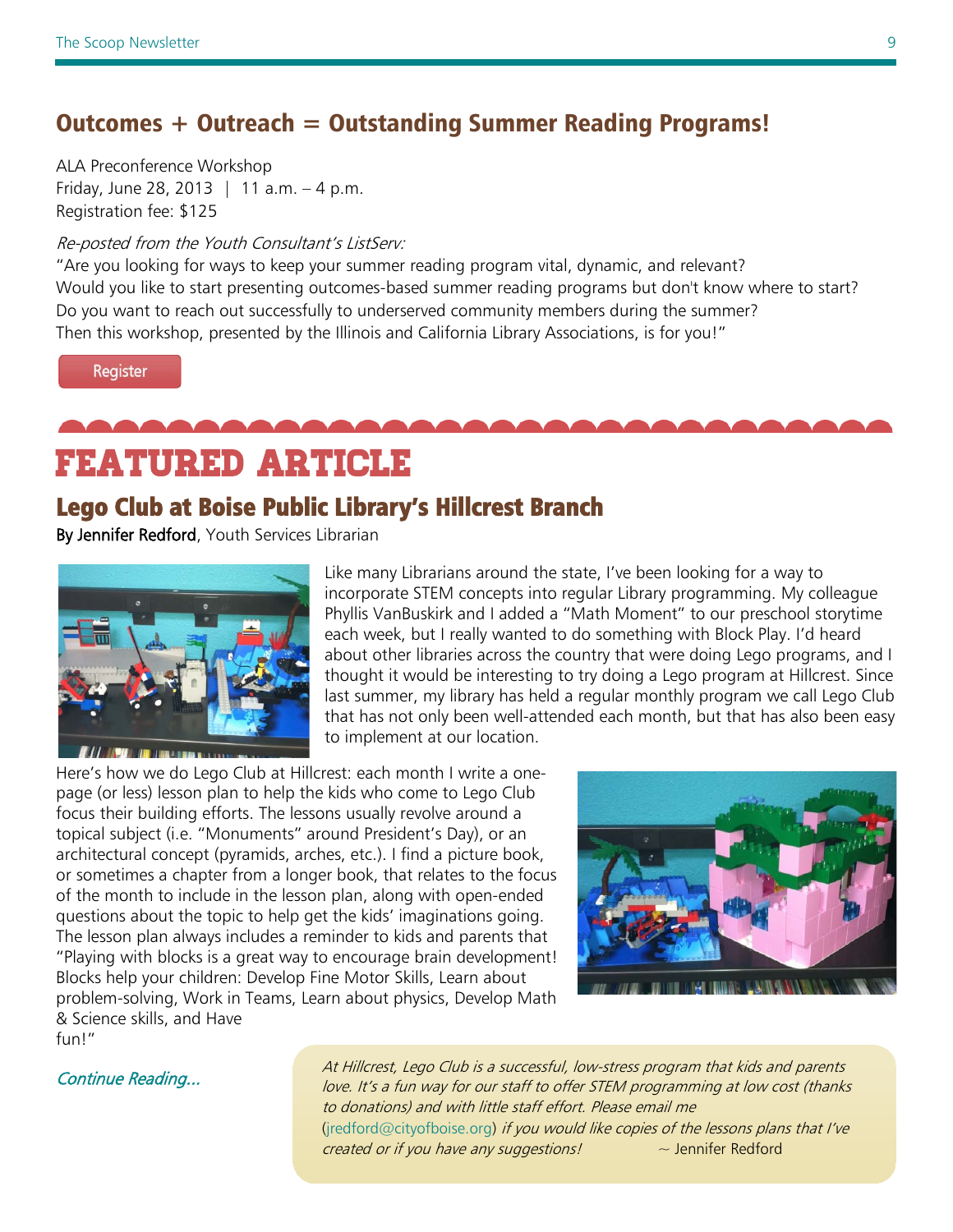## Outcomes + Outreach = Outstanding Summer Reading Programs!

ALA Preconference Workshop
Friday, June 28, 2013 | 11 a.m. – 4 p.m.
Registration fee: $125

*Re-posted from the Youth Consultant's ListServ:*
"Are you looking for ways to keep your summer reading program vital, dynamic, and relevant?
Would you like to start presenting outcomes-based summer reading programs but don't know where to start?
Do you want to reach out successfully to underserved community members during the summer?
Then this workshop, presented by the Illinois and California Library Associations, is for you!"

Register

# FEATURED ARTICLE

## Lego Club at Boise Public Library's Hillcrest Branch

**By Jennifer Redford**, Youth Services Librarian

Like many Librarians around the state, I've been looking for a way to incorporate STEM concepts into regular Library programming. My colleague Phyllis VanBuskirk and I added a "Math Moment" to our preschool storytime each week, but I really wanted to do something with Block Play. I'd heard about other libraries across the country that were doing Lego programs, and I thought it would be interesting to try doing a Lego program at Hillcrest. Since last summer, my library has held a regular monthly program we call Lego Club that has not only been well-attended each month, but that has also been easy to implement at our location.

Here's how we do Lego Club at Hillcrest: each month I write a one-page (or less) lesson plan to help the kids who come to Lego Club focus their building efforts. The lessons usually revolve around a topical subject (i.e. "Monuments" around President's Day), or an architectural concept (pyramids, arches, etc.). I find a picture book, or sometimes a chapter from a longer book, that relates to the focus of the month to include in the lesson plan, along with open-ended questions about the topic to help get the kids' imaginations going. The lesson plan always includes a reminder to kids and parents that "Playing with blocks is a great way to encourage brain development! Blocks help your children: Develop Fine Motor Skills, Learn about problem-solving, Work in Teams, Learn about physics, Develop Math & Science skills, and Have fun!"

*Continue Reading...*

*At Hillcrest, Lego Club is a successful, low-stress program that kids and parents love. It's a fun way for our staff to offer STEM programming at low cost (thanks to donations) and with little staff effort. Please email me* (jredford@cityofboise.org) *if you would like copies of the lessons plans that I've created or if you have any suggestions!* ~ Jennifer Redford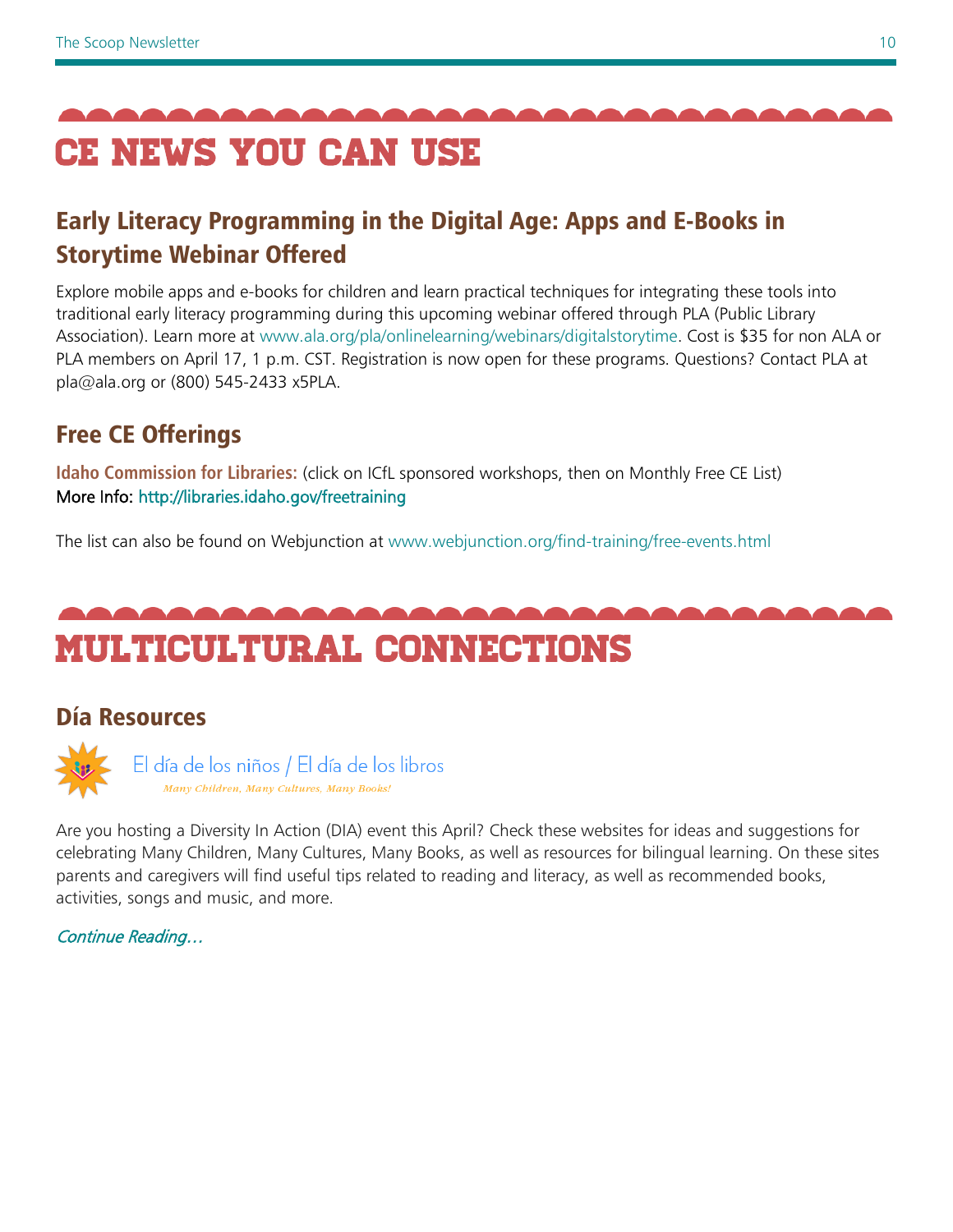# CE NEWS YOU CAN USE

## Early Literacy Programming in the Digital Age: Apps and E-Books in Storytime Webinar Offered

Explore mobile apps and e-books for children and learn practical techniques for integrating these tools into traditional early literacy programming during this upcoming webinar offered through PLA (Public Library Association). Learn more at www.ala.org/pla/onlinelearning/webinars/digitalstorytime. Cost is $35 for non ALA or PLA members on April 17, 1 p.m. CST. Registration is now open for these programs. Questions? Contact PLA at pla@ala.org or (800) 545-2433 x5PLA.

## Free CE Offerings

**Idaho Commission for Libraries:** (click on ICfL sponsored workshops, then on Monthly Free CE List)
More Info: http://libraries.idaho.gov/freetraining

The list can also be found on Webjunction at www.webjunction.org/find-training/free-events.html

# MULTICULTURAL CONNECTIONS

## Día Resources

El día de los niños / El día de los libros

*Many Children, Many Cultures, Many Books!*

Are you hosting a Diversity In Action (DIA) event this April? Check these websites for ideas and suggestions for celebrating Many Children, Many Cultures, Many Books, as well as resources for bilingual learning. On these sites parents and caregivers will find useful tips related to reading and literacy, as well as recommended books, activities, songs and music, and more.

*Continue Reading…*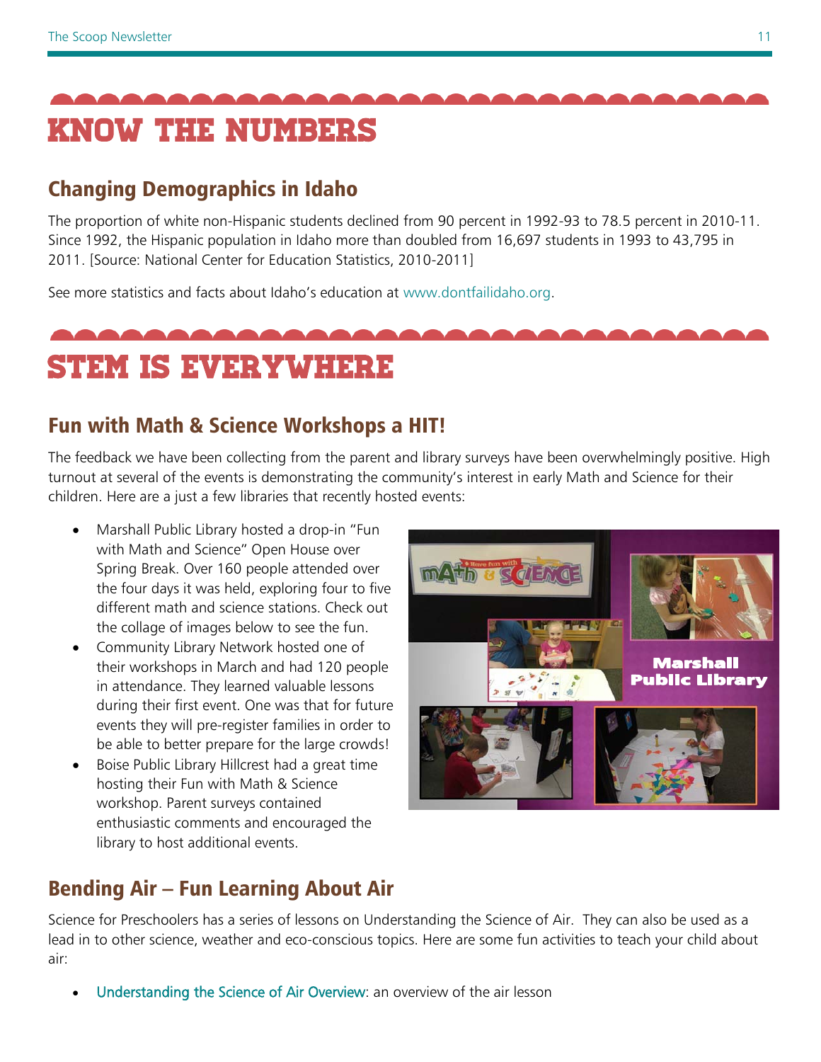# KNOW THE NUMBERS

## Changing Demographics in Idaho

The proportion of white non-Hispanic students declined from 90 percent in 1992-93 to 78.5 percent in 2010-11. Since 1992, the Hispanic population in Idaho more than doubled from 16,697 students in 1993 to 43,795 in 2011. [Source: National Center for Education Statistics, 2010-2011]

See more statistics and facts about Idaho's education at www.dontfailidaho.org.

# STEM IS EVERYWHERE

## Fun with Math & Science Workshops a HIT!

The feedback we have been collecting from the parent and library surveys have been overwhelmingly positive. High turnout at several of the events is demonstrating the community's interest in early Math and Science for their children. Here are a just a few libraries that recently hosted events:

- Marshall Public Library hosted a drop-in "Fun with Math and Science" Open House over Spring Break. Over 160 people attended over the four days it was held, exploring four to five different math and science stations. Check out the collage of images below to see the fun.
- Community Library Network hosted one of their workshops in March and had 120 people in attendance. They learned valuable lessons during their first event. One was that for future events they will pre-register families in order to be able to better prepare for the large crowds!
- Boise Public Library Hillcrest had a great time hosting their Fun with Math & Science workshop. Parent surveys contained enthusiastic comments and encouraged the library to host additional events.

## Bending Air – Fun Learning About Air

Science for Preschoolers has a series of lessons on Understanding the Science of Air. They can also be used as a lead in to other science, weather and eco-conscious topics. Here are some fun activities to teach your child about air:

- Understanding the Science of Air Overview: an overview of the air lesson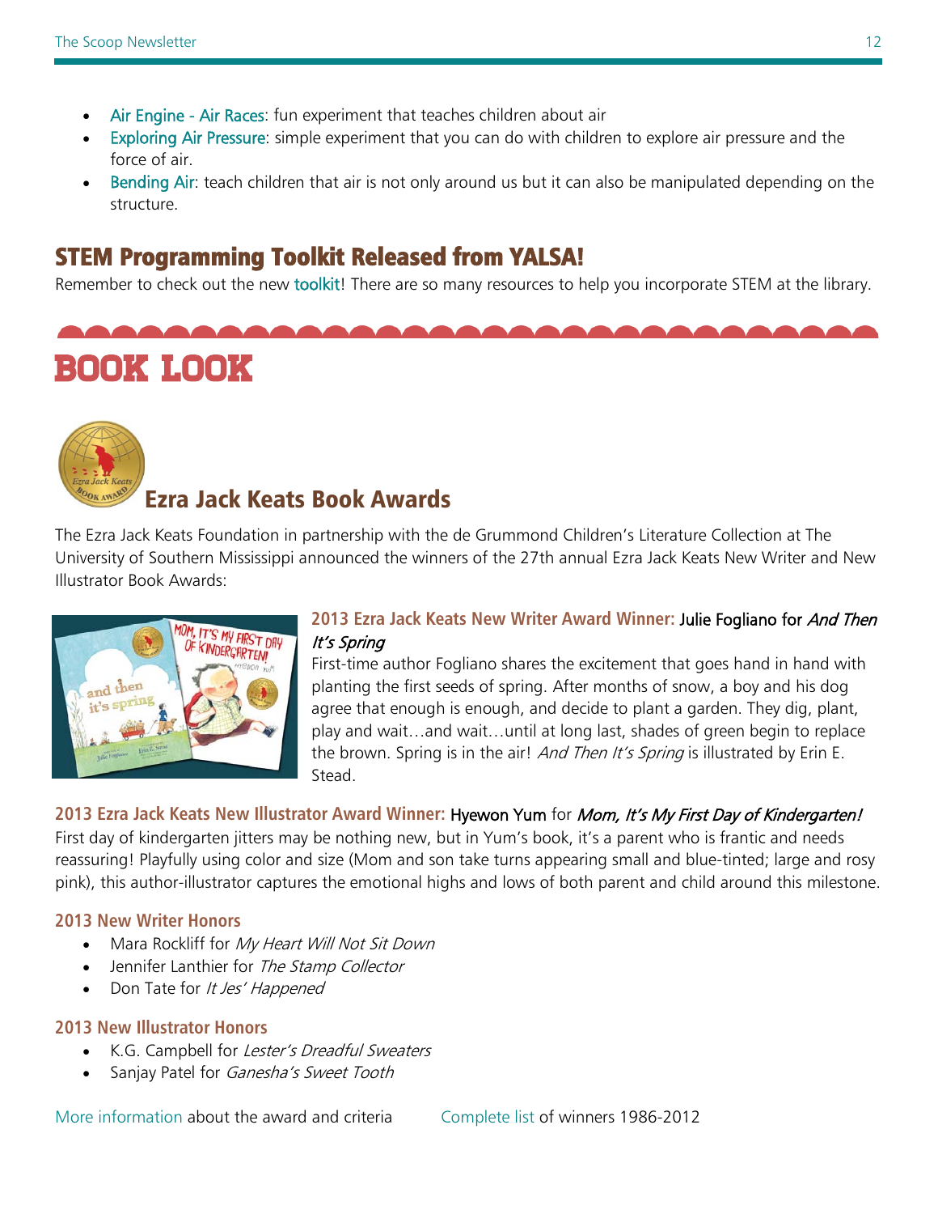- Air Engine - Air Races: fun experiment that teaches children about air
- Exploring Air Pressure: simple experiment that you can do with children to explore air pressure and the force of air.
- Bending Air: teach children that air is not only around us but it can also be manipulated depending on the structure.

## STEM Programming Toolkit Released from YALSA!

Remember to check out the new toolkit! There are so many resources to help you incorporate STEM at the library.

# BOOK LOOK

## Ezra Jack Keats Book Awards

The Ezra Jack Keats Foundation in partnership with the de Grummond Children's Literature Collection at The University of Southern Mississippi announced the winners of the 27th annual Ezra Jack Keats New Writer and New Illustrator Book Awards:

**2013 Ezra Jack Keats New Writer Award Winner:** Julie Fogliano for *And Then It's Spring*

First-time author Fogliano shares the excitement that goes hand in hand with planting the first seeds of spring. After months of snow, a boy and his dog agree that enough is enough, and decide to plant a garden. They dig, plant, play and wait…and wait…until at long last, shades of green begin to replace the brown. Spring is in the air! *And Then It's Spring* is illustrated by Erin E. Stead.

**2013 Ezra Jack Keats New Illustrator Award Winner:** Hyewon Yum for *Mom, It's My First Day of Kindergarten!*

First day of kindergarten jitters may be nothing new, but in Yum's book, it's a parent who is frantic and needs reassuring! Playfully using color and size (Mom and son take turns appearing small and blue-tinted; large and rosy pink), this author-illustrator captures the emotional highs and lows of both parent and child around this milestone.

**2013 New Writer Honors**

- Mara Rockliff for *My Heart Will Not Sit Down*
- Jennifer Lanthier for *The Stamp Collector*
- Don Tate for *It Jes' Happened*

**2013 New Illustrator Honors**

- K.G. Campbell for *Lester's Dreadful Sweaters*
- Sanjay Patel for *Ganesha's Sweet Tooth*

More information about the award and criteria    Complete list of winners 1986-2012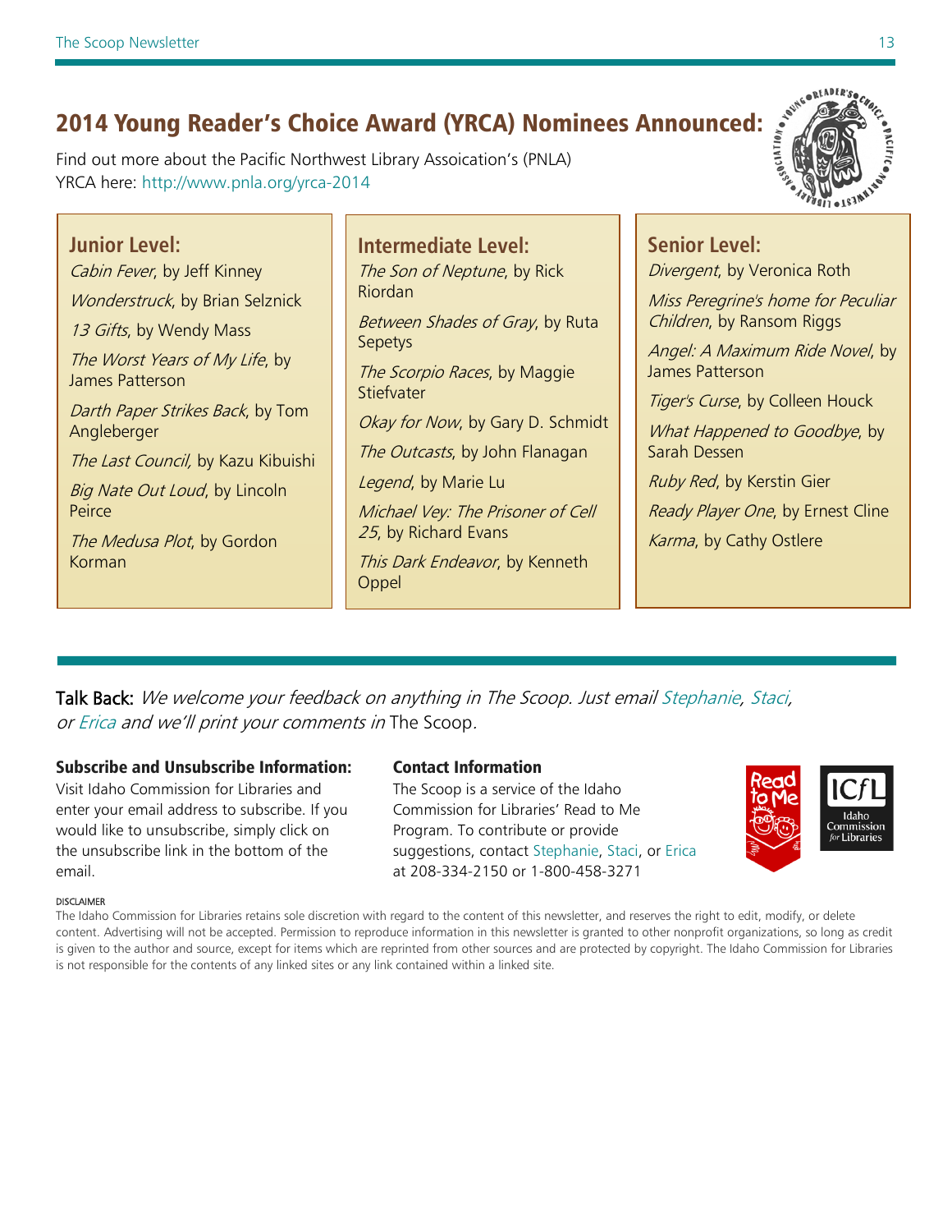## 2014 Young Reader's Choice Award (YRCA) Nominees Announced:

Find out more about the Pacific Northwest Library Assoication's (PNLA) YRCA here: http://www.pnla.org/yrca-2014

### Junior Level:

*Cabin Fever*, by Jeff Kinney

*Wonderstruck*, by Brian Selznick

*13 Gifts*, by Wendy Mass

*The Worst Years of My Life*, by James Patterson

*Darth Paper Strikes Back*, by Tom Angleberger

*The Last Council,* by Kazu Kibuishi

*Big Nate Out Loud*, by Lincoln Peirce

*The Medusa Plot*, by Gordon Korman

### Intermediate Level:

*The Son of Neptune*, by Rick Riordan

*Between Shades of Gray*, by Ruta Sepetys

*The Scorpio Races*, by Maggie Stiefvater

*Okay for Now*, by Gary D. Schmidt

*The Outcasts*, by John Flanagan

*Legend*, by Marie Lu

*Michael Vey: The Prisoner of Cell 25*, by Richard Evans

*This Dark Endeavor*, by Kenneth Oppel

### Senior Level:

*Divergent*, by Veronica Roth

*Miss Peregrine's home for Peculiar Children*, by Ransom Riggs

*Angel: A Maximum Ride Novel*, by James Patterson

*Tiger's Curse*, by Colleen Houck

*What Happened to Goodbye*, by Sarah Dessen

*Ruby Red*, by Kerstin Gier

*Ready Player One*, by Ernest Cline

*Karma*, by Cathy Ostlere

---

**Talk Back:** *We welcome your feedback on anything in The Scoop. Just email Stephanie, Staci, or Erica and we'll print your comments in* The Scoop*.*

**Subscribe and Unsubscribe Information:**
Visit Idaho Commission for Libraries and enter your email address to subscribe. If you would like to unsubscribe, simply click on the unsubscribe link in the bottom of the email.

**Contact Information**
The Scoop is a service of the Idaho Commission for Libraries' Read to Me Program. To contribute or provide suggestions, contact Stephanie, Staci, or Erica at 208-334-2150 or 1-800-458-3271

DISCLAIMER
The Idaho Commission for Libraries retains sole discretion with regard to the content of this newsletter, and reserves the right to edit, modify, or delete content. Advertising will not be accepted. Permission to reproduce information in this newsletter is granted to other nonprofit organizations, so long as credit is given to the author and source, except for items which are reprinted from other sources and are protected by copyright. The Idaho Commission for Libraries is not responsible for the contents of any linked sites or any link contained within a linked site.